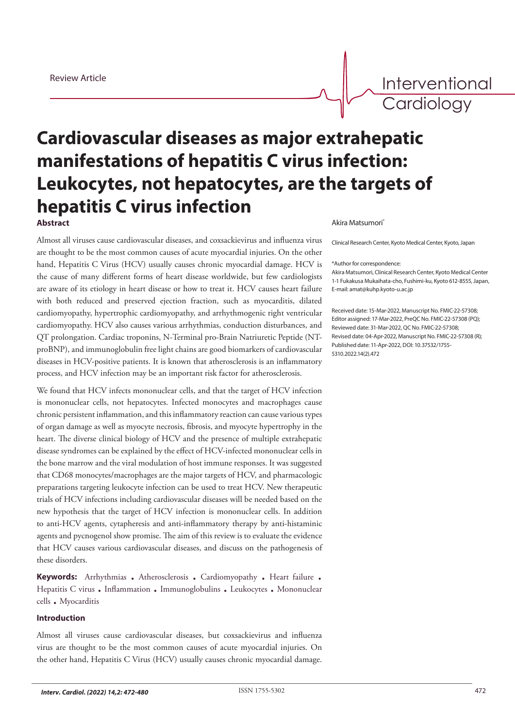Review Article

# Cardiovascular diseases as major extrahepatic manifestations of hepatitis C virus infection: Leukocytes, not hepatocytes, are the targets of hepatitis C virus infection

Akira Matsumori*

Clinical Research Center, Kyoto Medical Center, Kyoto, Japan

*Author for correspondence:
Akira Matsumori, Clinical Research Center, Kyoto Medical Center 1-1 Fukakusa Mukaihata-cho, Fushimi-ku, Kyoto 612-8555, Japan, E-mail: amat@kuhp.kyoto-u.ac.jp

Received date: 15-Mar-2022, Manuscript No. FMIC-22-57308; Editor assigned: 17-Mar-2022, PreQC No. FMIC-22-57308 (PQ); Reviewed date: 31-Mar-2022, QC No. FMIC-22-57308; Revised date: 04-Apr-2022, Manuscript No. FMIC-22-57308 (R); Published date: 11-Apr-2022, DOI: 10.37532/1755-5310.2022.14(2).472

### Abstract

Almost all viruses cause cardiovascular diseases, and coxsackievirus and influenza virus are thought to be the most common causes of acute myocardial injuries. On the other hand, Hepatitis C Virus (HCV) usually causes chronic myocardial damage. HCV is the cause of many different forms of heart disease worldwide, but few cardiologists are aware of its etiology in heart disease or how to treat it. HCV causes heart failure with both reduced and preserved ejection fraction, such as myocarditis, dilated cardiomyopathy, hypertrophic cardiomyopathy, and arrhythmogenic right ventricular cardiomyopathy. HCV also causes various arrhythmias, conduction disturbances, and QT prolongation. Cardiac troponins, N-Terminal pro-Brain Natriuretic Peptide (NT-proBNP), and immunoglobulin free light chains are good biomarkers of cardiovascular diseases in HCV-positive patients. It is known that atherosclerosis is an inflammatory process, and HCV infection may be an important risk factor for atherosclerosis.

We found that HCV infects mononuclear cells, and that the target of HCV infection is mononuclear cells, not hepatocytes. Infected monocytes and macrophages cause chronic persistent inflammation, and this inflammatory reaction can cause various types of organ damage as well as myocyte necrosis, fibrosis, and myocyte hypertrophy in the heart. The diverse clinical biology of HCV and the presence of multiple extrahepatic disease syndromes can be explained by the effect of HCV-infected mononuclear cells in the bone marrow and the viral modulation of host immune responses. It was suggested that CD68 monocytes/macrophages are the major targets of HCV, and pharmacologic preparations targeting leukocyte infection can be used to treat HCV. New therapeutic trials of HCV infections including cardiovascular diseases will be needed based on the new hypothesis that the target of HCV infection is mononuclear cells. In addition to anti-HCV agents, cytapheresis and anti-inflammatory therapy by anti-histaminic agents and pycnogenol show promise. The aim of this review is to evaluate the evidence that HCV causes various cardiovascular diseases, and discuss on the pathogenesis of these disorders.

**Keywords:** Arrhythmias • Atherosclerosis • Cardiomyopathy • Heart failure • Hepatitis C virus • Inflammation • Immunoglobulins • Leukocytes • Mononuclear cells • Myocarditis

### Introduction

Almost all viruses cause cardiovascular diseases, but coxsackievirus and influenza virus are thought to be the most common causes of acute myocardial injuries. On the other hand, Hepatitis C Virus (HCV) usually causes chronic myocardial damage.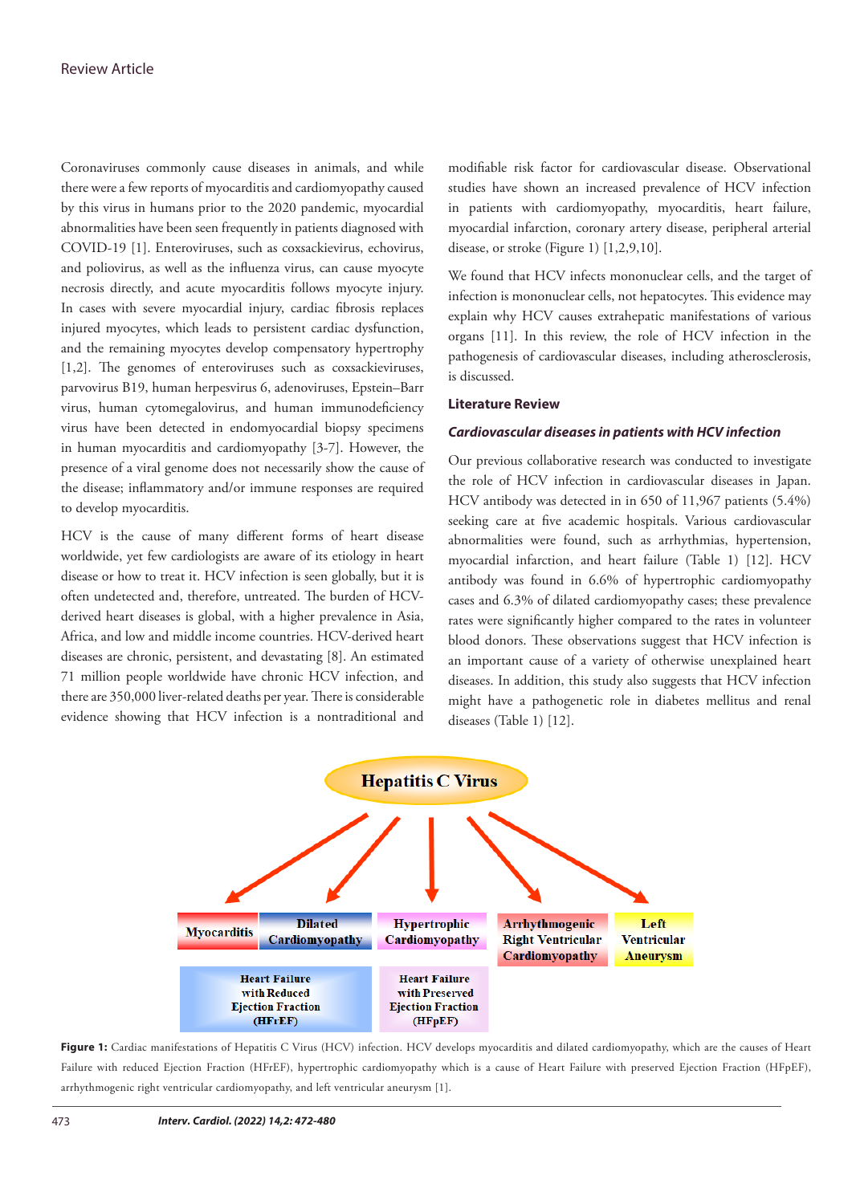Coronaviruses commonly cause diseases in animals, and while there were a few reports of myocarditis and cardiomyopathy caused by this virus in humans prior to the 2020 pandemic, myocardial abnormalities have been seen frequently in patients diagnosed with COVID-19 [1]. Enteroviruses, such as coxsackievirus, echovirus, and poliovirus, as well as the influenza virus, can cause myocyte necrosis directly, and acute myocarditis follows myocyte injury. In cases with severe myocardial injury, cardiac fibrosis replaces injured myocytes, which leads to persistent cardiac dysfunction, and the remaining myocytes develop compensatory hypertrophy [1,2]. The genomes of enteroviruses such as coxsackieviruses, parvovirus B19, human herpesvirus 6, adenoviruses, Epstein–Barr virus, human cytomegalovirus, and human immunodeficiency virus have been detected in endomyocardial biopsy specimens in human myocarditis and cardiomyopathy [3-7]. However, the presence of a viral genome does not necessarily show the cause of the disease; inflammatory and/or immune responses are required to develop myocarditis.

HCV is the cause of many different forms of heart disease worldwide, yet few cardiologists are aware of its etiology in heart disease or how to treat it. HCV infection is seen globally, but it is often undetected and, therefore, untreated. The burden of HCV-derived heart diseases is global, with a higher prevalence in Asia, Africa, and low and middle income countries. HCV-derived heart diseases are chronic, persistent, and devastating [8]. An estimated 71 million people worldwide have chronic HCV infection, and there are 350,000 liver-related deaths per year. There is considerable evidence showing that HCV infection is a nontraditional and modifiable risk factor for cardiovascular disease. Observational studies have shown an increased prevalence of HCV infection in patients with cardiomyopathy, myocarditis, heart failure, myocardial infarction, coronary artery disease, peripheral arterial disease, or stroke (Figure 1) [1,2,9,10].

We found that HCV infects mononuclear cells, and the target of infection is mononuclear cells, not hepatocytes. This evidence may explain why HCV causes extrahepatic manifestations of various organs [11]. In this review, the role of HCV infection in the pathogenesis of cardiovascular diseases, including atherosclerosis, is discussed.

## Literature Review

### *Cardiovascular diseases in patients with HCV infection*

Our previous collaborative research was conducted to investigate the role of HCV infection in cardiovascular diseases in Japan. HCV antibody was detected in in 650 of 11,967 patients (5.4%) seeking care at five academic hospitals. Various cardiovascular abnormalities were found, such as arrhythmias, hypertension, myocardial infarction, and heart failure (Table 1) [12]. HCV antibody was found in 6.6% of hypertrophic cardiomyopathy cases and 6.3% of dilated cardiomyopathy cases; these prevalence rates were significantly higher compared to the rates in volunteer blood donors. These observations suggest that HCV infection is an important cause of a variety of otherwise unexplained heart diseases. In addition, this study also suggests that HCV infection might have a pathogenetic role in diabetes mellitus and renal diseases (Table 1) [12].

**Figure 1:** Cardiac manifestations of Hepatitis C Virus (HCV) infection. HCV develops myocarditis and dilated cardiomyopathy, which are the causes of Heart Failure with reduced Ejection Fraction (HFrEF), hypertrophic cardiomyopathy which is a cause of Heart Failure with preserved Ejection Fraction (HFpEF), arrhythmogenic right ventricular cardiomyopathy, and left ventricular aneurysm [1].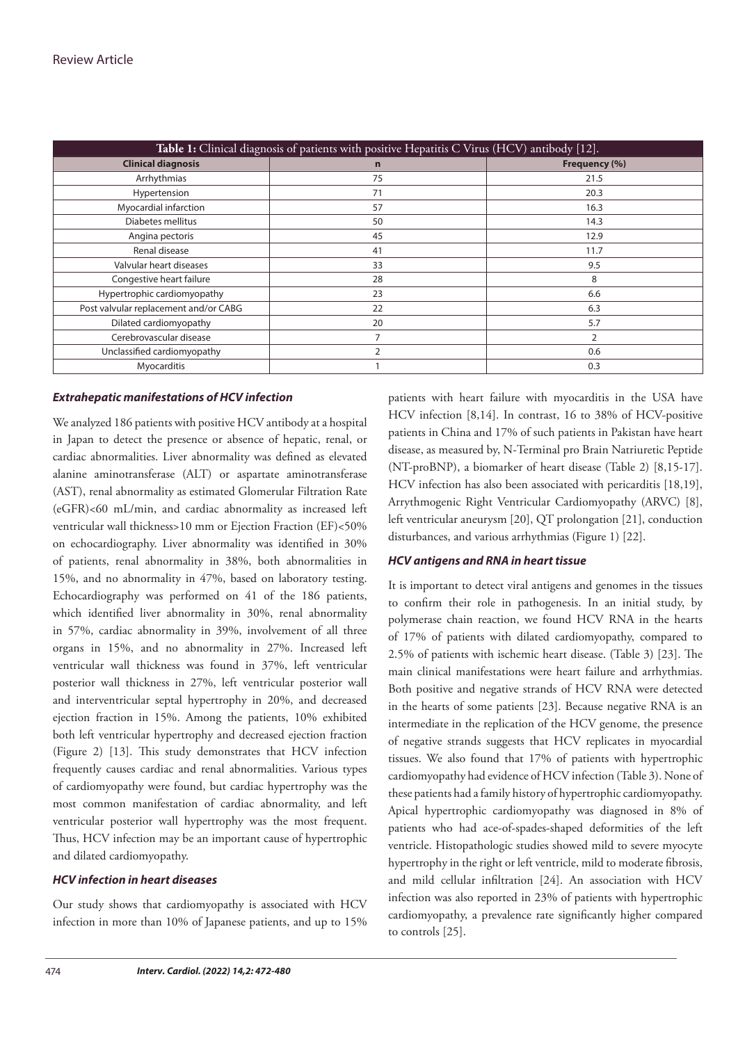**Table 1:** Clinical diagnosis of patients with positive Hepatitis C Virus (HCV) antibody [12].

| Clinical diagnosis | n | Frequency (%) |
|---|---|---|
| Arrhythmias | 75 | 21.5 |
| Hypertension | 71 | 20.3 |
| Myocardial infarction | 57 | 16.3 |
| Diabetes mellitus | 50 | 14.3 |
| Angina pectoris | 45 | 12.9 |
| Renal disease | 41 | 11.7 |
| Valvular heart diseases | 33 | 9.5 |
| Congestive heart failure | 28 | 8 |
| Hypertrophic cardiomyopathy | 23 | 6.6 |
| Post valvular replacement and/or CABG | 22 | 6.3 |
| Dilated cardiomyopathy | 20 | 5.7 |
| Cerebrovascular disease | 7 | 2 |
| Unclassified cardiomyopathy | 2 | 0.6 |
| Myocarditis | 1 | 0.3 |

### *Extrahepatic manifestations of HCV infection*

We analyzed 186 patients with positive HCV antibody at a hospital in Japan to detect the presence or absence of hepatic, renal, or cardiac abnormalities. Liver abnormality was defined as elevated alanine aminotransferase (ALT) or aspartate aminotransferase (AST), renal abnormality as estimated Glomerular Filtration Rate (eGFR)<60 mL/min, and cardiac abnormality as increased left ventricular wall thickness>10 mm or Ejection Fraction (EF)<50% on echocardiography. Liver abnormality was identified in 30% of patients, renal abnormality in 38%, both abnormalities in 15%, and no abnormality in 47%, based on laboratory testing. Echocardiography was performed on 41 of the 186 patients, which identified liver abnormality in 30%, renal abnormality in 57%, cardiac abnormality in 39%, involvement of all three organs in 15%, and no abnormality in 27%. Increased left ventricular wall thickness was found in 37%, left ventricular posterior wall thickness in 27%, left ventricular posterior wall and interventricular septal hypertrophy in 20%, and decreased ejection fraction in 15%. Among the patients, 10% exhibited both left ventricular hypertrophy and decreased ejection fraction (Figure 2) [13]. This study demonstrates that HCV infection frequently causes cardiac and renal abnormalities. Various types of cardiomyopathy were found, but cardiac hypertrophy was the most common manifestation of cardiac abnormality, and left ventricular posterior wall hypertrophy was the most frequent. Thus, HCV infection may be an important cause of hypertrophic and dilated cardiomyopathy.

### *HCV infection in heart diseases*

Our study shows that cardiomyopathy is associated with HCV infection in more than 10% of Japanese patients, and up to 15% patients with heart failure with myocarditis in the USA have HCV infection [8,14]. In contrast, 16 to 38% of HCV-positive patients in China and 17% of such patients in Pakistan have heart disease, as measured by, N-Terminal pro Brain Natriuretic Peptide (NT-proBNP), a biomarker of heart disease (Table 2) [8,15-17]. HCV infection has also been associated with pericarditis [18,19], Arrythmogenic Right Ventricular Cardiomyopathy (ARVC) [8], left ventricular aneurysm [20], QT prolongation [21], conduction disturbances, and various arrhythmias (Figure 1) [22].

### *HCV antigens and RNA in heart tissue*

It is important to detect viral antigens and genomes in the tissues to confirm their role in pathogenesis. In an initial study, by polymerase chain reaction, we found HCV RNA in the hearts of 17% of patients with dilated cardiomyopathy, compared to 2.5% of patients with ischemic heart disease. (Table 3) [23]. The main clinical manifestations were heart failure and arrhythmias. Both positive and negative strands of HCV RNA were detected in the hearts of some patients [23]. Because negative RNA is an intermediate in the replication of the HCV genome, the presence of negative strands suggests that HCV replicates in myocardial tissues. We also found that 17% of patients with hypertrophic cardiomyopathy had evidence of HCV infection (Table 3). None of these patients had a family history of hypertrophic cardiomyopathy. Apical hypertrophic cardiomyopathy was diagnosed in 8% of patients who had ace-of-spades-shaped deformities of the left ventricle. Histopathologic studies showed mild to severe myocyte hypertrophy in the right or left ventricle, mild to moderate fibrosis, and mild cellular infiltration [24]. An association with HCV infection was also reported in 23% of patients with hypertrophic cardiomyopathy, a prevalence rate significantly higher compared to controls [25].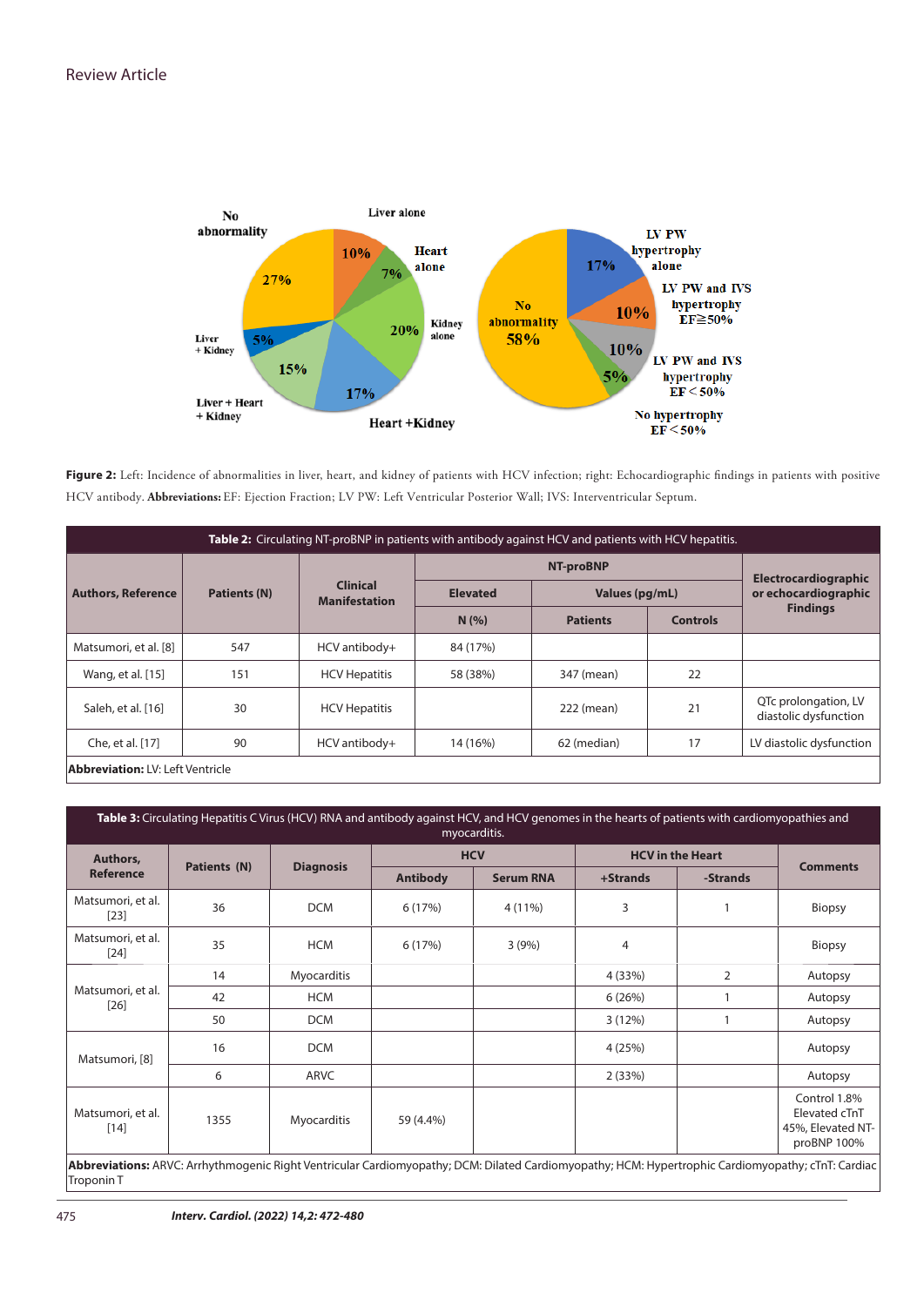Figure 2: Left: Incidence of abnormalities in liver, heart, and kidney of patients with HCV infection; right: Echocardiographic findings in patients with positive HCV antibody. **Abbreviations:** EF: Ejection Fraction; LV PW: Left Ventricular Posterior Wall; IVS: Interventricular Septum.

**Table 2:** Circulating NT-proBNP in patients with antibody against HCV and patients with HCV hepatitis.

| Authors, Reference | Patients (N) | Clinical Manifestation | NT-proBNP | | | Electrocardiographic or echocardiographic Findings |
|---|---|---|---|---|---|---|
| | | | Elevated | Values (pg/mL) | | |
| | | | N (%) | Patients | Controls | |
| Matsumori, et al. [8] | 547 | HCV antibody+ | 84 (17%) | | | |
| Wang, et al. [15] | 151 | HCV Hepatitis | 58 (38%) | 347 (mean) | 22 | |
| Saleh, et al. [16] | 30 | HCV Hepatitis | | 222 (mean) | 21 | QTc prolongation, LV diastolic dysfunction |
| Che, et al. [17] | 90 | HCV antibody+ | 14 (16%) | 62 (median) | 17 | LV diastolic dysfunction |

**Abbreviation:** LV: Left Ventricle

**Table 3:** Circulating Hepatitis C Virus (HCV) RNA and antibody against HCV, and HCV genomes in the hearts of patients with cardiomyopathies and myocarditis.

| Authors, Reference | Patients (N) | Diagnosis | HCV | | HCV in the Heart | | Comments |
|---|---|---|---|---|---|---|---|
| | | | Antibody | Serum RNA | +Strands | -Strands | |
| Matsumori, et al. [23] | 36 | DCM | 6 (17%) | 4 (11%) | 3 | 1 | Biopsy |
| Matsumori, et al. [24] | 35 | HCM | 6 (17%) | 3 (9%) | 4 | | Biopsy |
| Matsumori, et al. [26] | 14 | Myocarditis | | | 4 (33%) | 2 | Autopsy |
| | 42 | HCM | | | 6 (26%) | 1 | Autopsy |
| | 50 | DCM | | | 3 (12%) | 1 | Autopsy |
| Matsumori, [8] | 16 | DCM | | | 4 (25%) | | Autopsy |
| | 6 | ARVC | | | 2 (33%) | | Autopsy |
| Matsumori, et al. [14] | 1355 | Myocarditis | 59 (4.4%) | | | | Control 1.8% Elevated cTnT 45%, Elevated NT-proBNP 100% |

**Abbreviations:** ARVC: Arrhythmogenic Right Ventricular Cardiomyopathy; DCM: Dilated Cardiomyopathy; HCM: Hypertrophic Cardiomyopathy; cTnT: Cardiac Troponin T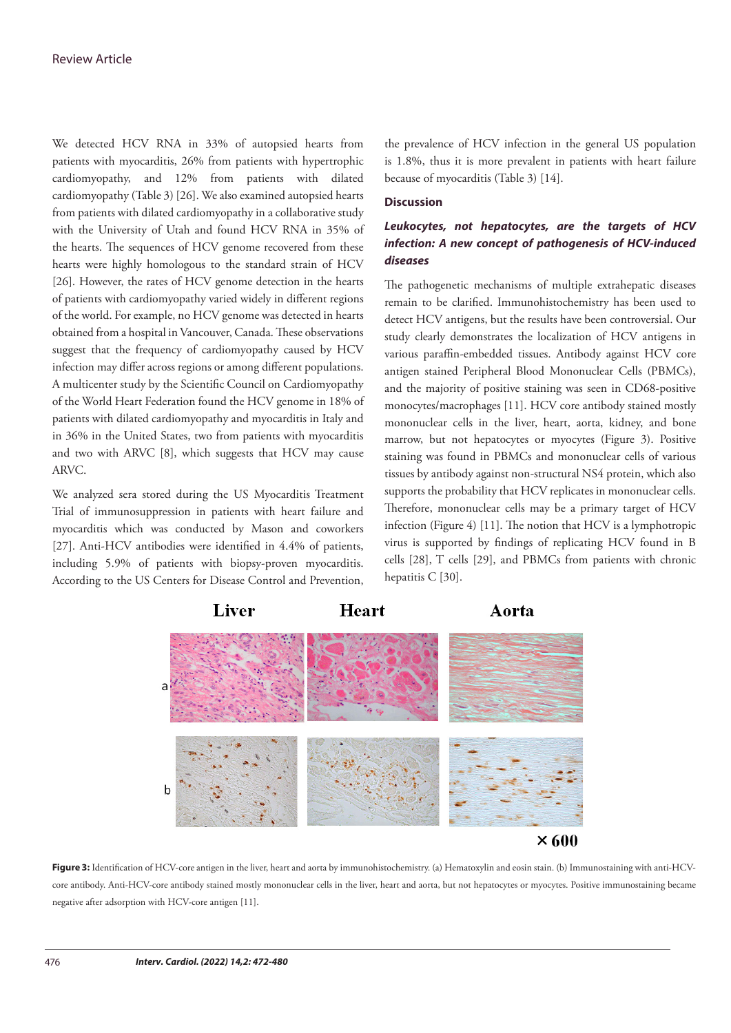We detected HCV RNA in 33% of autopsied hearts from patients with myocarditis, 26% from patients with hypertrophic cardiomyopathy, and 12% from patients with dilated cardiomyopathy (Table 3) [26]. We also examined autopsied hearts from patients with dilated cardiomyopathy in a collaborative study with the University of Utah and found HCV RNA in 35% of the hearts. The sequences of HCV genome recovered from these hearts were highly homologous to the standard strain of HCV [26]. However, the rates of HCV genome detection in the hearts of patients with cardiomyopathy varied widely in different regions of the world. For example, no HCV genome was detected in hearts obtained from a hospital in Vancouver, Canada. These observations suggest that the frequency of cardiomyopathy caused by HCV infection may differ across regions or among different populations. A multicenter study by the Scientific Council on Cardiomyopathy of the World Heart Federation found the HCV genome in 18% of patients with dilated cardiomyopathy and myocarditis in Italy and in 36% in the United States, two from patients with myocarditis and two with ARVC [8], which suggests that HCV may cause ARVC.

We analyzed sera stored during the US Myocarditis Treatment Trial of immunosuppression in patients with heart failure and myocarditis which was conducted by Mason and coworkers [27]. Anti-HCV antibodies were identified in 4.4% of patients, including 5.9% of patients with biopsy-proven myocarditis. According to the US Centers for Disease Control and Prevention, the prevalence of HCV infection in the general US population is 1.8%, thus it is more prevalent in patients with heart failure because of myocarditis (Table 3) [14].

## Discussion

### *Leukocytes, not hepatocytes, are the targets of HCV infection: A new concept of pathogenesis of HCV-induced diseases*

The pathogenetic mechanisms of multiple extrahepatic diseases remain to be clarified. Immunohistochemistry has been used to detect HCV antigens, but the results have been controversial. Our study clearly demonstrates the localization of HCV antigens in various paraffin-embedded tissues. Antibody against HCV core antigen stained Peripheral Blood Mononuclear Cells (PBMCs), and the majority of positive staining was seen in CD68-positive monocytes/macrophages [11]. HCV core antibody stained mostly mononuclear cells in the liver, heart, aorta, kidney, and bone marrow, but not hepatocytes or myocytes (Figure 3). Positive staining was found in PBMCs and mononuclear cells of various tissues by antibody against non-structural NS4 protein, which also supports the probability that HCV replicates in mononuclear cells. Therefore, mononuclear cells may be a primary target of HCV infection (Figure 4) [11]. The notion that HCV is a lymphotropic virus is supported by findings of replicating HCV found in B cells [28], T cells [29], and PBMCs from patients with chronic hepatitis C [30].

**Figure 3:** Identification of HCV-core antigen in the liver, heart and aorta by immunohistochemistry. (a) Hematoxylin and eosin stain. (b) Immunostaining with anti-HCV-core antibody. Anti-HCV-core antibody stained mostly mononuclear cells in the liver, heart and aorta, but not hepatocytes or myocytes. Positive immunostaining became negative after adsorption with HCV-core antigen [11].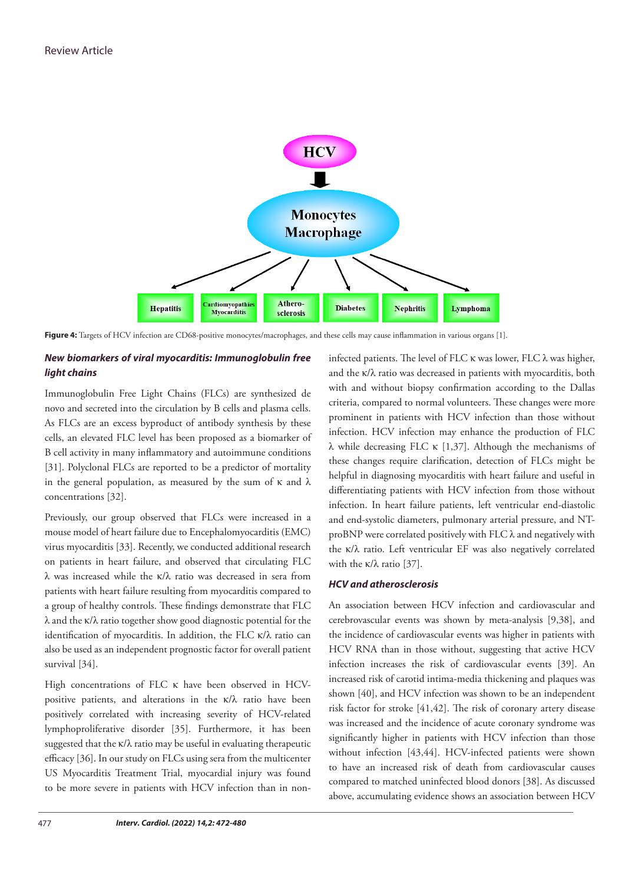**Figure 4:** Targets of HCV infection are CD68-positive monocytes/macrophages, and these cells may cause inflammation in various organs [1].

### *New biomarkers of viral myocarditis: Immunoglobulin free light chains*

Immunoglobulin Free Light Chains (FLCs) are synthesized de novo and secreted into the circulation by B cells and plasma cells. As FLCs are an excess byproduct of antibody synthesis by these cells, an elevated FLC level has been proposed as a biomarker of B cell activity in many inflammatory and autoimmune conditions [31]. Polyclonal FLCs are reported to be a predictor of mortality in the general population, as measured by the sum of κ and λ concentrations [32].

Previously, our group observed that FLCs were increased in a mouse model of heart failure due to Encephalomyocarditis (EMC) virus myocarditis [33]. Recently, we conducted additional research on patients in heart failure, and observed that circulating FLC λ was increased while the κ/λ ratio was decreased in sera from patients with heart failure resulting from myocarditis compared to a group of healthy controls. These findings demonstrate that FLC λ and the κ/λ ratio together show good diagnostic potential for the identification of myocarditis. In addition, the FLC κ/λ ratio can also be used as an independent prognostic factor for overall patient survival [34].

High concentrations of FLC κ have been observed in HCV-positive patients, and alterations in the κ/λ ratio have been positively correlated with increasing severity of HCV-related lymphoproliferative disorder [35]. Furthermore, it has been suggested that the κ/λ ratio may be useful in evaluating therapeutic efficacy [36]. In our study on FLCs using sera from the multicenter US Myocarditis Treatment Trial, myocardial injury was found to be more severe in patients with HCV infection than in non-infected patients. The level of FLC κ was lower, FLC λ was higher, and the κ/λ ratio was decreased in patients with myocarditis, both with and without biopsy confirmation according to the Dallas criteria, compared to normal volunteers. These changes were more prominent in patients with HCV infection than those without infection. HCV infection may enhance the production of FLC λ while decreasing FLC κ [1,37]. Although the mechanisms of these changes require clarification, detection of FLCs might be helpful in diagnosing myocarditis with heart failure and useful in differentiating patients with HCV infection from those without infection. In heart failure patients, left ventricular end-diastolic and end-systolic diameters, pulmonary arterial pressure, and NT-proBNP were correlated positively with FLC λ and negatively with the κ/λ ratio. Left ventricular EF was also negatively correlated with the κ/λ ratio [37].

### *HCV and atherosclerosis*

An association between HCV infection and cardiovascular and cerebrovascular events was shown by meta-analysis [9,38], and the incidence of cardiovascular events was higher in patients with HCV RNA than in those without, suggesting that active HCV infection increases the risk of cardiovascular events [39]. An increased risk of carotid intima-media thickening and plaques was shown [40], and HCV infection was shown to be an independent risk factor for stroke [41,42]. The risk of coronary artery disease was increased and the incidence of acute coronary syndrome was significantly higher in patients with HCV infection than those without infection [43,44]. HCV-infected patients were shown to have an increased risk of death from cardiovascular causes compared to matched uninfected blood donors [38]. As discussed above, accumulating evidence shows an association between HCV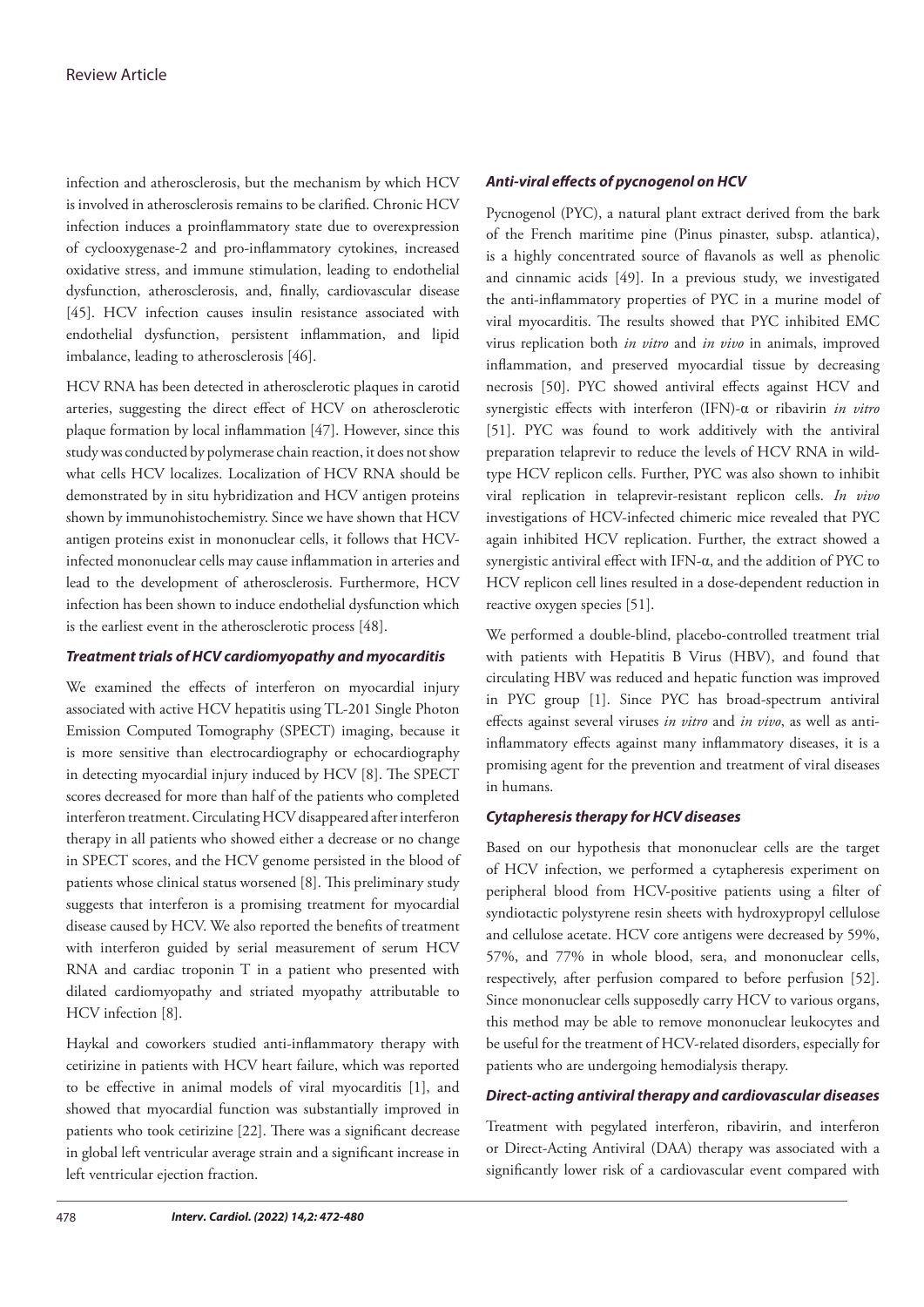infection and atherosclerosis, but the mechanism by which HCV is involved in atherosclerosis remains to be clarified. Chronic HCV infection induces a proinflammatory state due to overexpression of cyclooxygenase-2 and pro-inflammatory cytokines, increased oxidative stress, and immune stimulation, leading to endothelial dysfunction, atherosclerosis, and, finally, cardiovascular disease [45]. HCV infection causes insulin resistance associated with endothelial dysfunction, persistent inflammation, and lipid imbalance, leading to atherosclerosis [46].

HCV RNA has been detected in atherosclerotic plaques in carotid arteries, suggesting the direct effect of HCV on atherosclerotic plaque formation by local inflammation [47]. However, since this study was conducted by polymerase chain reaction, it does not show what cells HCV localizes. Localization of HCV RNA should be demonstrated by in situ hybridization and HCV antigen proteins shown by immunohistochemistry. Since we have shown that HCV antigen proteins exist in mononuclear cells, it follows that HCV-infected mononuclear cells may cause inflammation in arteries and lead to the development of atherosclerosis. Furthermore, HCV infection has been shown to induce endothelial dysfunction which is the earliest event in the atherosclerotic process [48].

### *Treatment trials of HCV cardiomyopathy and myocarditis*

We examined the effects of interferon on myocardial injury associated with active HCV hepatitis using TL-201 Single Photon Emission Computed Tomography (SPECT) imaging, because it is more sensitive than electrocardiography or echocardiography in detecting myocardial injury induced by HCV [8]. The SPECT scores decreased for more than half of the patients who completed interferon treatment. Circulating HCV disappeared after interferon therapy in all patients who showed either a decrease or no change in SPECT scores, and the HCV genome persisted in the blood of patients whose clinical status worsened [8]. This preliminary study suggests that interferon is a promising treatment for myocardial disease caused by HCV. We also reported the benefits of treatment with interferon guided by serial measurement of serum HCV RNA and cardiac troponin T in a patient who presented with dilated cardiomyopathy and striated myopathy attributable to HCV infection [8].

Haykal and coworkers studied anti-inflammatory therapy with cetirizine in patients with HCV heart failure, which was reported to be effective in animal models of viral myocarditis [1], and showed that myocardial function was substantially improved in patients who took cetirizine [22]. There was a significant decrease in global left ventricular average strain and a significant increase in left ventricular ejection fraction.

### *Anti-viral effects of pycnogenol on HCV*

Pycnogenol (PYC), a natural plant extract derived from the bark of the French maritime pine (Pinus pinaster, subsp. atlantica), is a highly concentrated source of flavanols as well as phenolic and cinnamic acids [49]. In a previous study, we investigated the anti-inflammatory properties of PYC in a murine model of viral myocarditis. The results showed that PYC inhibited EMC virus replication both *in vitro* and *in vivo* in animals, improved inflammation, and preserved myocardial tissue by decreasing necrosis [50]. PYC showed antiviral effects against HCV and synergistic effects with interferon (IFN)-α or ribavirin *in vitro* [51]. PYC was found to work additively with the antiviral preparation telaprevir to reduce the levels of HCV RNA in wild-type HCV replicon cells. Further, PYC was also shown to inhibit viral replication in telaprevir-resistant replicon cells. *In vivo* investigations of HCV-infected chimeric mice revealed that PYC again inhibited HCV replication. Further, the extract showed a synergistic antiviral effect with IFN-α, and the addition of PYC to HCV replicon cell lines resulted in a dose-dependent reduction in reactive oxygen species [51].

We performed a double-blind, placebo-controlled treatment trial with patients with Hepatitis B Virus (HBV), and found that circulating HBV was reduced and hepatic function was improved in PYC group [1]. Since PYC has broad-spectrum antiviral effects against several viruses *in vitro* and *in vivo*, as well as anti-inflammatory effects against many inflammatory diseases, it is a promising agent for the prevention and treatment of viral diseases in humans.

### *Cytapheresis therapy for HCV diseases*

Based on our hypothesis that mononuclear cells are the target of HCV infection, we performed a cytapheresis experiment on peripheral blood from HCV-positive patients using a filter of syndiotactic polystyrene resin sheets with hydroxypropyl cellulose and cellulose acetate. HCV core antigens were decreased by 59%, 57%, and 77% in whole blood, sera, and mononuclear cells, respectively, after perfusion compared to before perfusion [52]. Since mononuclear cells supposedly carry HCV to various organs, this method may be able to remove mononuclear leukocytes and be useful for the treatment of HCV-related disorders, especially for patients who are undergoing hemodialysis therapy.

### *Direct-acting antiviral therapy and cardiovascular diseases*

Treatment with pegylated interferon, ribavirin, and interferon or Direct-Acting Antiviral (DAA) therapy was associated with a significantly lower risk of a cardiovascular event compared with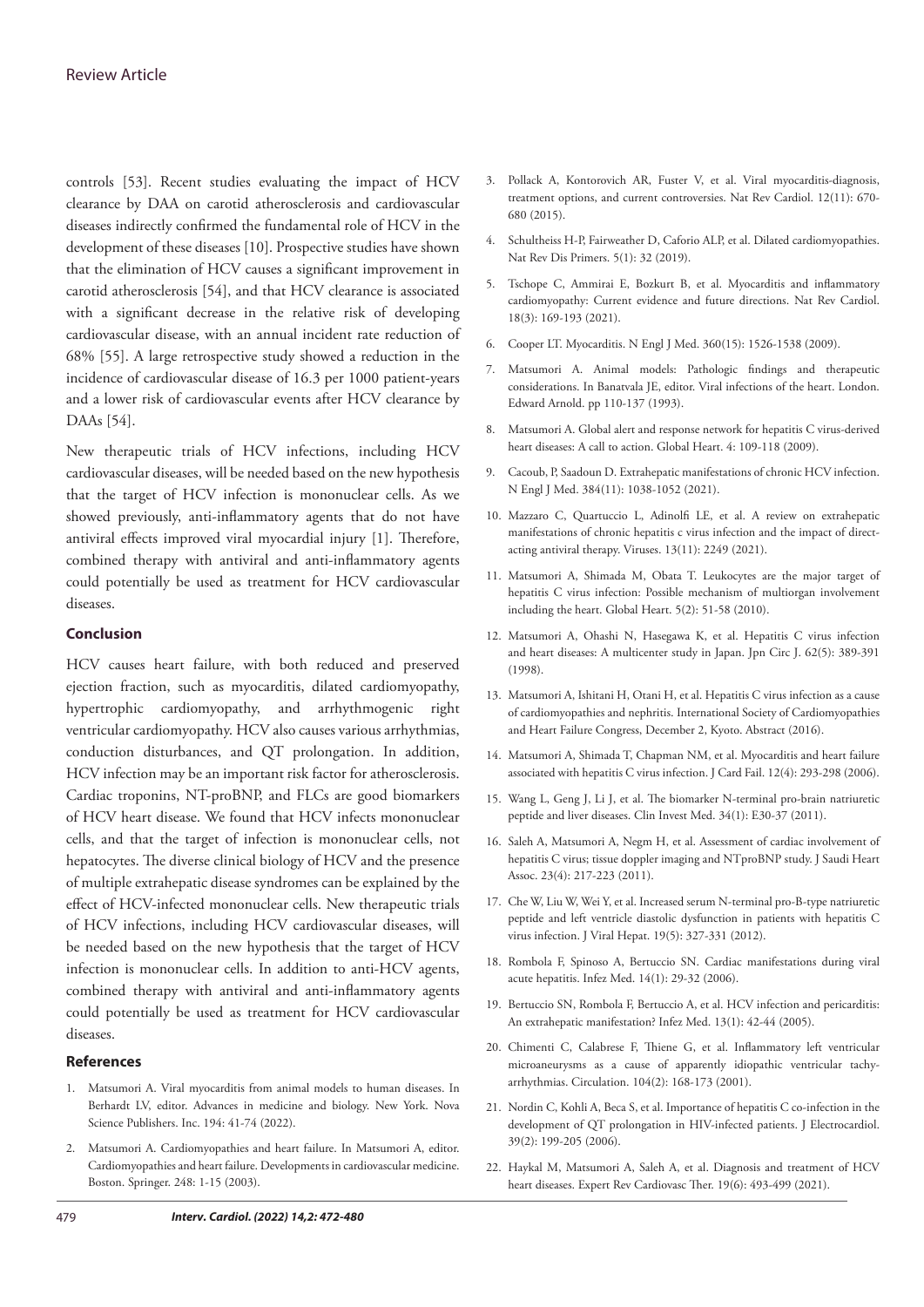controls [53]. Recent studies evaluating the impact of HCV clearance by DAA on carotid atherosclerosis and cardiovascular diseases indirectly confirmed the fundamental role of HCV in the development of these diseases [10]. Prospective studies have shown that the elimination of HCV causes a significant improvement in carotid atherosclerosis [54], and that HCV clearance is associated with a significant decrease in the relative risk of developing cardiovascular disease, with an annual incident rate reduction of 68% [55]. A large retrospective study showed a reduction in the incidence of cardiovascular disease of 16.3 per 1000 patient-years and a lower risk of cardiovascular events after HCV clearance by DAAs [54].

New therapeutic trials of HCV infections, including HCV cardiovascular diseases, will be needed based on the new hypothesis that the target of HCV infection is mononuclear cells. As we showed previously, anti-inflammatory agents that do not have antiviral effects improved viral myocardial injury [1]. Therefore, combined therapy with antiviral and anti-inflammatory agents could potentially be used as treatment for HCV cardiovascular diseases.

## Conclusion

HCV causes heart failure, with both reduced and preserved ejection fraction, such as myocarditis, dilated cardiomyopathy, hypertrophic cardiomyopathy, and arrhythmogenic right ventricular cardiomyopathy. HCV also causes various arrhythmias, conduction disturbances, and QT prolongation. In addition, HCV infection may be an important risk factor for atherosclerosis. Cardiac troponins, NT-proBNP, and FLCs are good biomarkers of HCV heart disease. We found that HCV infects mononuclear cells, and that the target of infection is mononuclear cells, not hepatocytes. The diverse clinical biology of HCV and the presence of multiple extrahepatic disease syndromes can be explained by the effect of HCV-infected mononuclear cells. New therapeutic trials of HCV infections, including HCV cardiovascular diseases, will be needed based on the new hypothesis that the target of HCV infection is mononuclear cells. In addition to anti-HCV agents, combined therapy with antiviral and anti-inflammatory agents could potentially be used as treatment for HCV cardiovascular diseases.

## References

1. Matsumori A. Viral myocarditis from animal models to human diseases. In Berhardt LV, editor. Advances in medicine and biology. New York. Nova Science Publishers. Inc. 194: 41-74 (2022).
2. Matsumori A. Cardiomyopathies and heart failure. In Matsumori A, editor. Cardiomyopathies and heart failure. Developments in cardiovascular medicine. Boston. Springer. 248: 1-15 (2003).
3. Pollack A, Kontorovich AR, Fuster V, et al. Viral myocarditis-diagnosis, treatment options, and current controversies. Nat Rev Cardiol. 12(11): 670-680 (2015).
4. Schultheiss H-P, Fairweather D, Caforio ALP, et al. Dilated cardiomyopathies. Nat Rev Dis Primers. 5(1): 32 (2019).
5. Tschope C, Ammirai E, Bozkurt B, et al. Myocarditis and inflammatory cardiomyopathy: Current evidence and future directions. Nat Rev Cardiol. 18(3): 169-193 (2021).
6. Cooper LT. Myocarditis. N Engl J Med. 360(15): 1526-1538 (2009).
7. Matsumori A. Animal models: Pathologic findings and therapeutic considerations. In Banatvala JE, editor. Viral infections of the heart. London. Edward Arnold. pp 110-137 (1993).
8. Matsumori A. Global alert and response network for hepatitis C virus-derived heart diseases: A call to action. Global Heart. 4: 109-118 (2009).
9. Cacoub, P, Saadoun D. Extrahepatic manifestations of chronic HCV infection. N Engl J Med. 384(11): 1038-1052 (2021).
10. Mazzaro C, Quartuccio L, Adinolfi LE, et al. A review on extrahepatic manifestations of chronic hepatitis c virus infection and the impact of direct-acting antiviral therapy. Viruses. 13(11): 2249 (2021).
11. Matsumori A, Shimada M, Obata T. Leukocytes are the major target of hepatitis C virus infection: Possible mechanism of multiorgan involvement including the heart. Global Heart. 5(2): 51-58 (2010).
12. Matsumori A, Ohashi N, Hasegawa K, et al. Hepatitis C virus infection and heart diseases: A multicenter study in Japan. Jpn Circ J. 62(5): 389-391 (1998).
13. Matsumori A, Ishitani H, Otani H, et al. Hepatitis C virus infection as a cause of cardiomyopathies and nephritis. International Society of Cardiomyopathies and Heart Failure Congress, December 2, Kyoto. Abstract (2016).
14. Matsumori A, Shimada T, Chapman NM, et al. Myocarditis and heart failure associated with hepatitis C virus infection. J Card Fail. 12(4): 293-298 (2006).
15. Wang L, Geng J, Li J, et al. The biomarker N-terminal pro-brain natriuretic peptide and liver diseases. Clin Invest Med. 34(1): E30-37 (2011).
16. Saleh A, Matsumori A, Negm H, et al. Assessment of cardiac involvement of hepatitis C virus; tissue doppler imaging and NTproBNP study. J Saudi Heart Assoc. 23(4): 217-223 (2011).
17. Che W, Liu W, Wei Y, et al. Increased serum N-terminal pro-B-type natriuretic peptide and left ventricle diastolic dysfunction in patients with hepatitis C virus infection. J Viral Hepat. 19(5): 327-331 (2012).
18. Rombola F, Spinoso A, Bertuccio SN. Cardiac manifestations during viral acute hepatitis. Infez Med. 14(1): 29-32 (2006).
19. Bertuccio SN, Rombola F, Bertuccio A, et al. HCV infection and pericarditis: An extrahepatic manifestation? Infez Med. 13(1): 42-44 (2005).
20. Chimenti C, Calabrese F, Thiene G, et al. Inflammatory left ventricular microaneurysms as a cause of apparently idiopathic ventricular tachyarrhythmias. Circulation. 104(2): 168-173 (2001).
21. Nordin C, Kohli A, Beca S, et al. Importance of hepatitis C co-infection in the development of QT prolongation in HIV-infected patients. J Electrocardiol. 39(2): 199-205 (2006).
22. Haykal M, Matsumori A, Saleh A, et al. Diagnosis and treatment of HCV heart diseases. Expert Rev Cardiovasc Ther. 19(6): 493-499 (2021).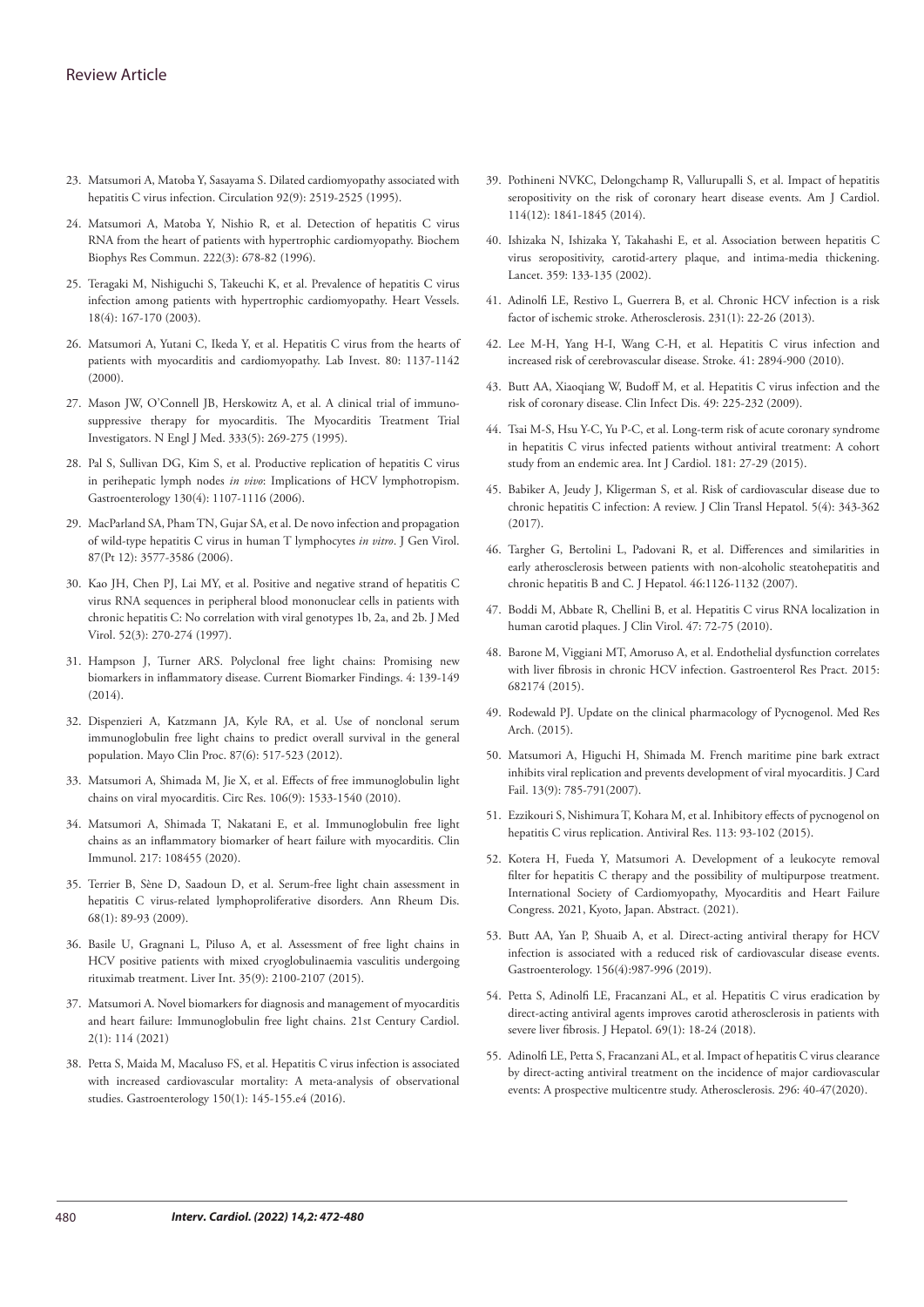23. Matsumori A, Matoba Y, Sasayama S. Dilated cardiomyopathy associated with hepatitis C virus infection. Circulation 92(9): 2519-2525 (1995).

24. Matsumori A, Matoba Y, Nishio R, et al. Detection of hepatitis C virus RNA from the heart of patients with hypertrophic cardiomyopathy. Biochem Biophys Res Commun. 222(3): 678-82 (1996).

25. Teragaki M, Nishiguchi S, Takeuchi K, et al. Prevalence of hepatitis C virus infection among patients with hypertrophic cardiomyopathy. Heart Vessels. 18(4): 167-170 (2003).

26. Matsumori A, Yutani C, Ikeda Y, et al. Hepatitis C virus from the hearts of patients with myocarditis and cardiomyopathy. Lab Invest. 80: 1137-1142 (2000).

27. Mason JW, O'Connell JB, Herskowitz A, et al. A clinical trial of immunosuppressive therapy for myocarditis. The Myocarditis Treatment Trial Investigators. N Engl J Med. 333(5): 269-275 (1995).

28. Pal S, Sullivan DG, Kim S, et al. Productive replication of hepatitis C virus in perihepatic lymph nodes *in vivo*: Implications of HCV lymphotropism. Gastroenterology 130(4): 1107-1116 (2006).

29. MacParland SA, Pham TN, Gujar SA, et al. De novo infection and propagation of wild-type hepatitis C virus in human T lymphocytes *in vitro*. J Gen Virol. 87(Pt 12): 3577-3586 (2006).

30. Kao JH, Chen PJ, Lai MY, et al. Positive and negative strand of hepatitis C virus RNA sequences in peripheral blood mononuclear cells in patients with chronic hepatitis C: No correlation with viral genotypes 1b, 2a, and 2b. J Med Virol. 52(3): 270-274 (1997).

31. Hampson J, Turner ARS. Polyclonal free light chains: Promising new biomarkers in inflammatory disease. Current Biomarker Findings. 4: 139-149 (2014).

32. Dispenzieri A, Katzmann JA, Kyle RA, et al. Use of nonclonal serum immunoglobulin free light chains to predict overall survival in the general population. Mayo Clin Proc. 87(6): 517-523 (2012).

33. Matsumori A, Shimada M, Jie X, et al. Effects of free immunoglobulin light chains on viral myocarditis. Circ Res. 106(9): 1533-1540 (2010).

34. Matsumori A, Shimada T, Nakatani E, et al. Immunoglobulin free light chains as an inflammatory biomarker of heart failure with myocarditis. Clin Immunol. 217: 108455 (2020).

35. Terrier B, Sène D, Saadoun D, et al. Serum-free light chain assessment in hepatitis C virus-related lymphoproliferative disorders. Ann Rheum Dis. 68(1): 89-93 (2009).

36. Basile U, Gragnani L, Piluso A, et al. Assessment of free light chains in HCV positive patients with mixed cryoglobulinaemia vasculitis undergoing rituximab treatment. Liver Int. 35(9): 2100-2107 (2015).

37. Matsumori A. Novel biomarkers for diagnosis and management of myocarditis and heart failure: Immunoglobulin free light chains. 21st Century Cardiol. 2(1): 114 (2021)

38. Petta S, Maida M, Macaluso FS, et al. Hepatitis C virus infection is associated with increased cardiovascular mortality: A meta-analysis of observational studies. Gastroenterology 150(1): 145-155.e4 (2016).

39. Pothineni NVKC, Delongchamp R, Vallurupalli S, et al. Impact of hepatitis seropositivity on the risk of coronary heart disease events. Am J Cardiol. 114(12): 1841-1845 (2014).

40. Ishizaka N, Ishizaka Y, Takahashi E, et al. Association between hepatitis C virus seropositivity, carotid-artery plaque, and intima-media thickening. Lancet. 359: 133-135 (2002).

41. Adinolfi LE, Restivo L, Guerrera B, et al. Chronic HCV infection is a risk factor of ischemic stroke. Atherosclerosis. 231(1): 22-26 (2013).

42. Lee M-H, Yang H-I, Wang C-H, et al. Hepatitis C virus infection and increased risk of cerebrovascular disease. Stroke. 41: 2894-900 (2010).

43. Butt AA, Xiaoqiang W, Budoff M, et al. Hepatitis C virus infection and the risk of coronary disease. Clin Infect Dis. 49: 225-232 (2009).

44. Tsai M-S, Hsu Y-C, Yu P-C, et al. Long-term risk of acute coronary syndrome in hepatitis C virus infected patients without antiviral treatment: A cohort study from an endemic area. Int J Cardiol. 181: 27-29 (2015).

45. Babiker A, Jeudy J, Kligerman S, et al. Risk of cardiovascular disease due to chronic hepatitis C infection: A review. J Clin Transl Hepatol. 5(4): 343-362 (2017).

46. Targher G, Bertolini L, Padovani R, et al. Differences and similarities in early atherosclerosis between patients with non-alcoholic steatohepatitis and chronic hepatitis B and C. J Hepatol. 46:1126-1132 (2007).

47. Boddi M, Abbate R, Chellini B, et al. Hepatitis C virus RNA localization in human carotid plaques. J Clin Virol. 47: 72-75 (2010).

48. Barone M, Viggiani MT, Amoruso A, et al. Endothelial dysfunction correlates with liver fibrosis in chronic HCV infection. Gastroenterol Res Pract. 2015: 682174 (2015).

49. Rodewald PJ. Update on the clinical pharmacology of Pycnogenol. Med Res Arch. (2015).

50. Matsumori A, Higuchi H, Shimada M. French maritime pine bark extract inhibits viral replication and prevents development of viral myocarditis. J Card Fail. 13(9): 785-791(2007).

51. Ezzikouri S, Nishimura T, Kohara M, et al. Inhibitory effects of pycnogenol on hepatitis C virus replication. Antiviral Res. 113: 93-102 (2015).

52. Kotera H, Fueda Y, Matsumori A. Development of a leukocyte removal filter for hepatitis C therapy and the possibility of multipurpose treatment. International Society of Cardiomyopathy, Myocarditis and Heart Failure Congress. 2021, Kyoto, Japan. Abstract. (2021).

53. Butt AA, Yan P, Shuaib A, et al. Direct-acting antiviral therapy for HCV infection is associated with a reduced risk of cardiovascular disease events. Gastroenterology. 156(4):987-996 (2019).

54. Petta S, Adinolfi LE, Fracanzani AL, et al. Hepatitis C virus eradication by direct-acting antiviral agents improves carotid atherosclerosis in patients with severe liver fibrosis. J Hepatol. 69(1): 18-24 (2018).

55. Adinolfi LE, Petta S, Fracanzani AL, et al. Impact of hepatitis C virus clearance by direct-acting antiviral treatment on the incidence of major cardiovascular events: A prospective multicentre study. Atherosclerosis. 296: 40-47(2020).